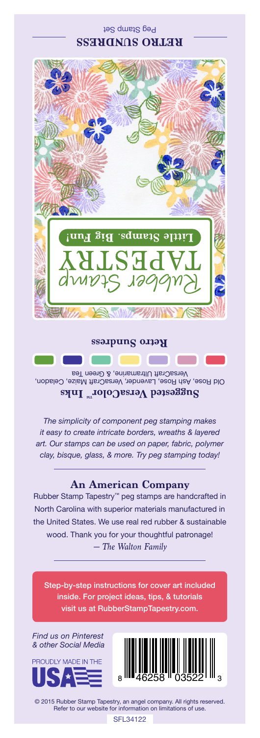# RETRO SUNDRESS

Peg Stamp Set

Rubber Stamp
TAPESTRY
Little Stamps. Big Fun!

**Retro Sundress**

**Suggested VersaColor™ Inks**

Old Rose, Ash Rose, Lavender, VersaCraft Maize, Celadon, VersaCraft Ultramarine, & Green Tea

*The simplicity of component peg stamping makes it easy to create intricate borders, wreaths & layered art. Our stamps can be used on paper, fabric, polymer clay, bisque, glass, & more. Try peg stamping today!*

## An American Company

Rubber Stamp Tapestry™ peg stamps are handcrafted in North Carolina with superior materials manufactured in the United States. We use real red rubber & sustainable wood. Thank you for your thoughtful patronage!
*— The Walton Family*

Step-by-step instructions for cover art included inside. For project ideas, tips, & tutorials visit us at RubberStampTapestry.com.

*Find us on Pinterest & other Social Media*

PROUDLY MADE IN THE USA

8 46258 03522 3

© 2015 Rubber Stamp Tapestry, an angel company. All rights reserved. Refer to our website for information on limitations of use.

SFL34122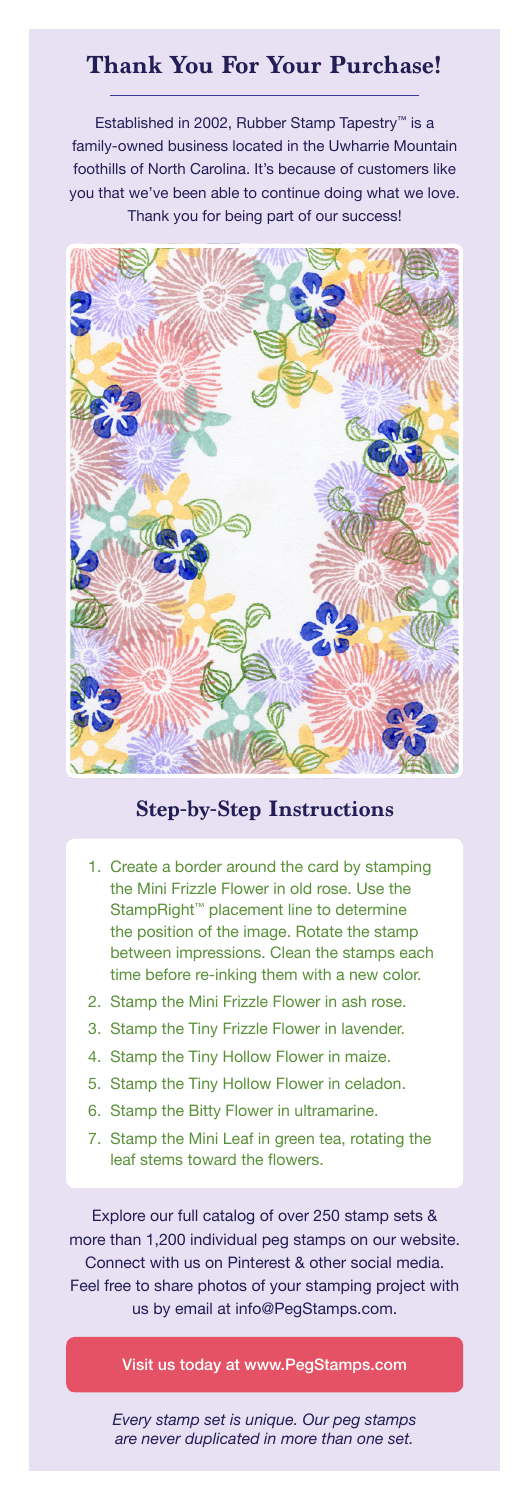## Thank You For Your Purchase!

Established in 2002, Rubber Stamp Tapestry™ is a family-owned business located in the Uwharrie Mountain foothills of North Carolina. It's because of customers like you that we've been able to continue doing what we love. Thank you for being part of our success!

### Step-by-Step Instructions

1. Create a border around the card by stamping the Mini Frizzle Flower in old rose. Use the StampRight™ placement line to determine the position of the image. Rotate the stamp between impressions. Clean the stamps each time before re-inking them with a new color.
2. Stamp the Mini Frizzle Flower in ash rose.
3. Stamp the Tiny Frizzle Flower in lavender.
4. Stamp the Tiny Hollow Flower in maize.
5. Stamp the Tiny Hollow Flower in celadon.
6. Stamp the Bitty Flower in ultramarine.
7. Stamp the Mini Leaf in green tea, rotating the leaf stems toward the flowers.

Explore our full catalog of over 250 stamp sets & more than 1,200 individual peg stamps on our website. Connect with us on Pinterest & other social media. Feel free to share photos of your stamping project with us by email at info@PegStamps.com.

Visit us today at www.PegStamps.com

*Every stamp set is unique. Our peg stamps are never duplicated in more than one set.*